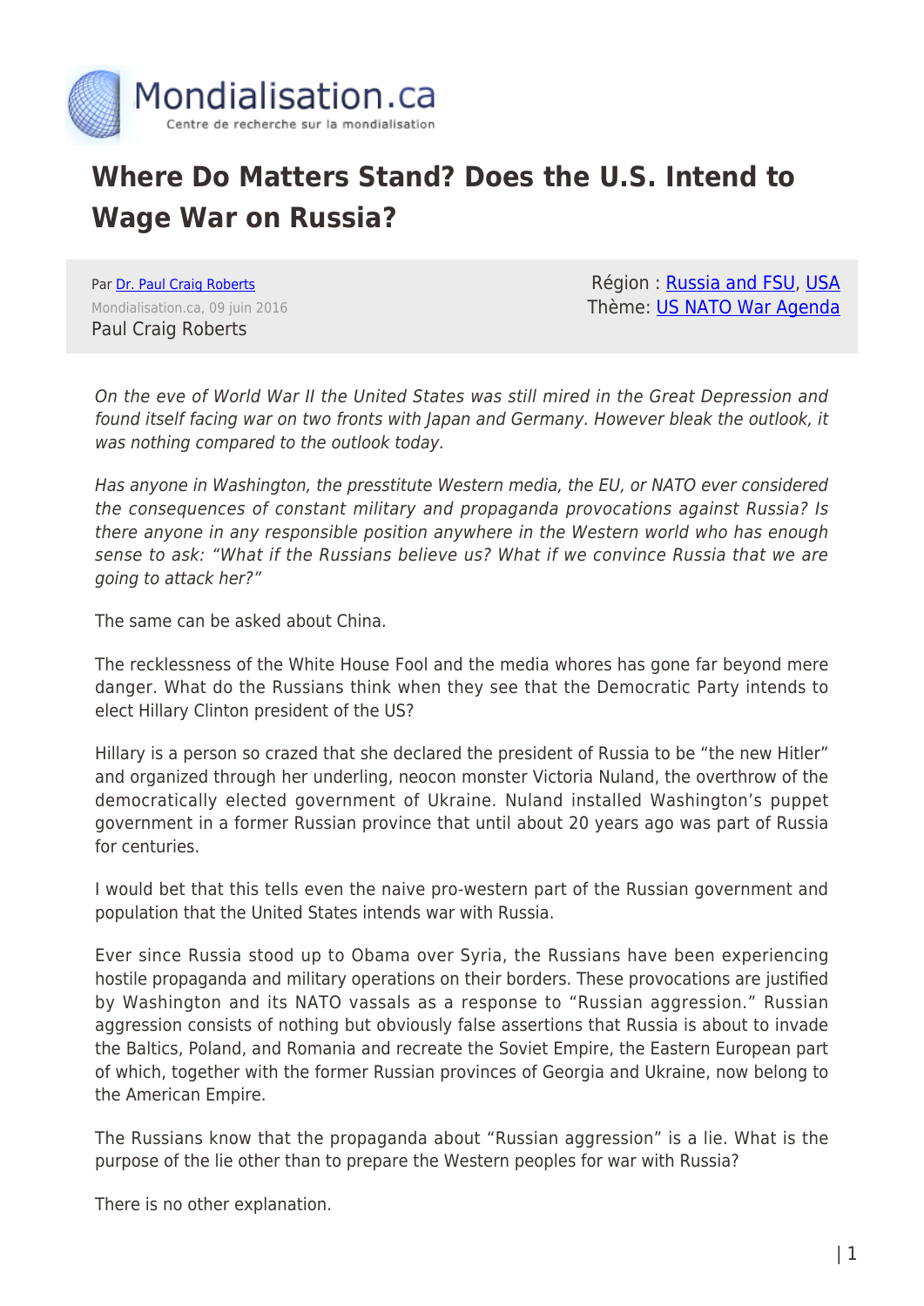# Where Do Matters Stand? Does the U.S. Intend to Wage War on Russia?

Par Dr. Paul Craig Roberts
Mondialisation.ca, 09 juin 2016
Paul Craig Roberts

Région : Russia and FSU, USA
Thème: US NATO War Agenda

*On the eve of World War II the United States was still mired in the Great Depression and found itself facing war on two fronts with Japan and Germany. However bleak the outlook, it was nothing compared to the outlook today.*

*Has anyone in Washington, the presstitute Western media, the EU, or NATO ever considered the consequences of constant military and propaganda provocations against Russia? Is there anyone in any responsible position anywhere in the Western world who has enough sense to ask: "What if the Russians believe us? What if we convince Russia that we are going to attack her?"*

The same can be asked about China.

The recklessness of the White House Fool and the media whores has gone far beyond mere danger. What do the Russians think when they see that the Democratic Party intends to elect Hillary Clinton president of the US?

Hillary is a person so crazed that she declared the president of Russia to be "the new Hitler" and organized through her underling, neocon monster Victoria Nuland, the overthrow of the democratically elected government of Ukraine. Nuland installed Washington's puppet government in a former Russian province that until about 20 years ago was part of Russia for centuries.

I would bet that this tells even the naive pro-western part of the Russian government and population that the United States intends war with Russia.

Ever since Russia stood up to Obama over Syria, the Russians have been experiencing hostile propaganda and military operations on their borders. These provocations are justified by Washington and its NATO vassals as a response to "Russian aggression." Russian aggression consists of nothing but obviously false assertions that Russia is about to invade the Baltics, Poland, and Romania and recreate the Soviet Empire, the Eastern European part of which, together with the former Russian provinces of Georgia and Ukraine, now belong to the American Empire.

The Russians know that the propaganda about "Russian aggression" is a lie. What is the purpose of the lie other than to prepare the Western peoples for war with Russia?

There is no other explanation.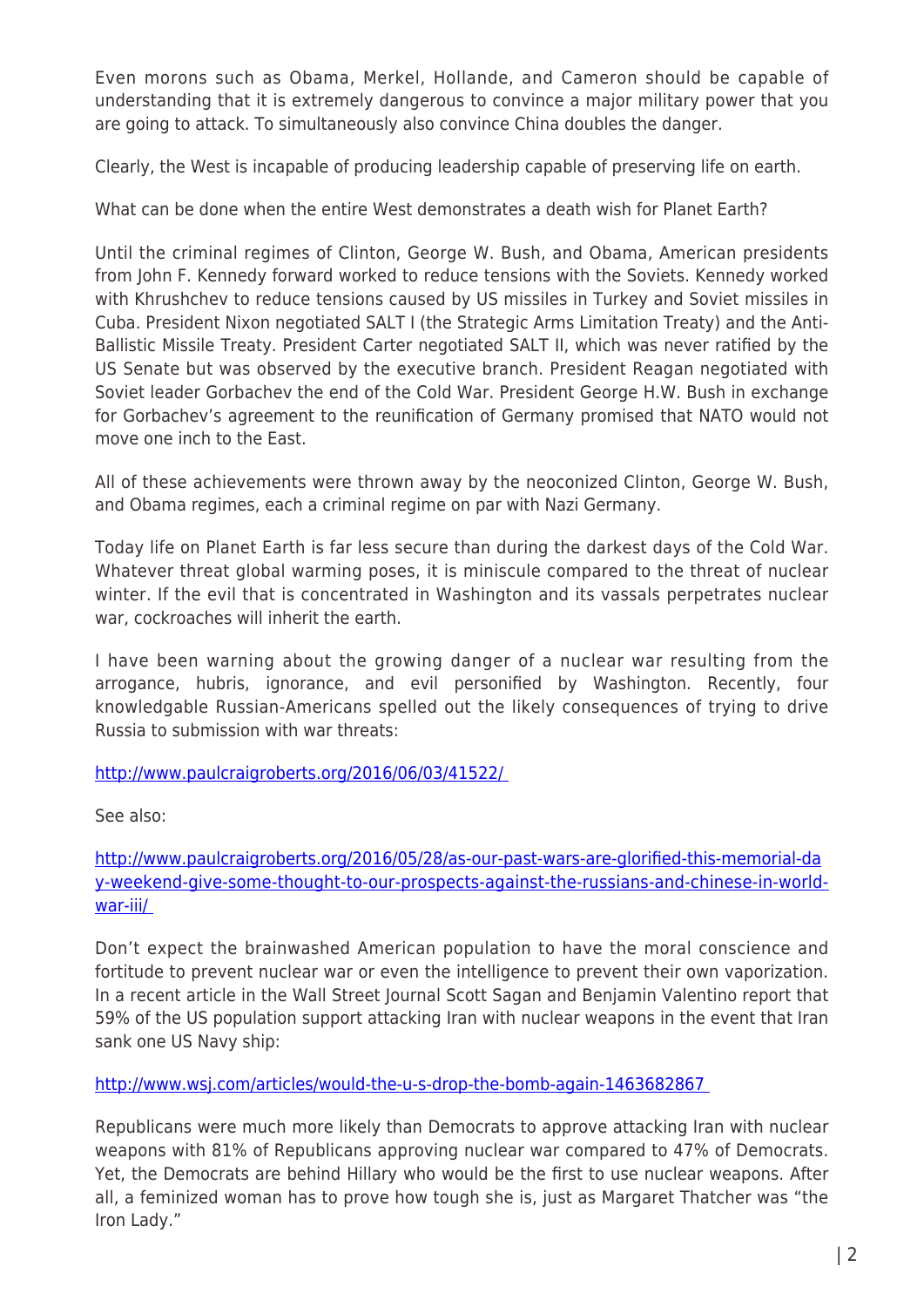Even morons such as Obama, Merkel, Hollande, and Cameron should be capable of understanding that it is extremely dangerous to convince a major military power that you are going to attack. To simultaneously also convince China doubles the danger.

Clearly, the West is incapable of producing leadership capable of preserving life on earth.

What can be done when the entire West demonstrates a death wish for Planet Earth?

Until the criminal regimes of Clinton, George W. Bush, and Obama, American presidents from John F. Kennedy forward worked to reduce tensions with the Soviets. Kennedy worked with Khrushchev to reduce tensions caused by US missiles in Turkey and Soviet missiles in Cuba. President Nixon negotiated SALT I (the Strategic Arms Limitation Treaty) and the Anti-Ballistic Missile Treaty. President Carter negotiated SALT II, which was never ratified by the US Senate but was observed by the executive branch. President Reagan negotiated with Soviet leader Gorbachev the end of the Cold War. President George H.W. Bush in exchange for Gorbachev's agreement to the reunification of Germany promised that NATO would not move one inch to the East.

All of these achievements were thrown away by the neoconized Clinton, George W. Bush, and Obama regimes, each a criminal regime on par with Nazi Germany.

Today life on Planet Earth is far less secure than during the darkest days of the Cold War. Whatever threat global warming poses, it is miniscule compared to the threat of nuclear winter. If the evil that is concentrated in Washington and its vassals perpetrates nuclear war, cockroaches will inherit the earth.

I have been warning about the growing danger of a nuclear war resulting from the arrogance, hubris, ignorance, and evil personified by Washington. Recently, four knowledgable Russian-Americans spelled out the likely consequences of trying to drive Russia to submission with war threats:

http://www.paulcraigroberts.org/2016/06/03/41522/

See also:

http://www.paulcraigroberts.org/2016/05/28/as-our-past-wars-are-glorified-this-memorial-day-weekend-give-some-thought-to-our-prospects-against-the-russians-and-chinese-in-world-war-iii/

Don't expect the brainwashed American population to have the moral conscience and fortitude to prevent nuclear war or even the intelligence to prevent their own vaporization. In a recent article in the Wall Street Journal Scott Sagan and Benjamin Valentino report that 59% of the US population support attacking Iran with nuclear weapons in the event that Iran sank one US Navy ship:

http://www.wsj.com/articles/would-the-u-s-drop-the-bomb-again-1463682867

Republicans were much more likely than Democrats to approve attacking Iran with nuclear weapons with 81% of Republicans approving nuclear war compared to 47% of Democrats. Yet, the Democrats are behind Hillary who would be the first to use nuclear weapons. After all, a feminized woman has to prove how tough she is, just as Margaret Thatcher was "the Iron Lady."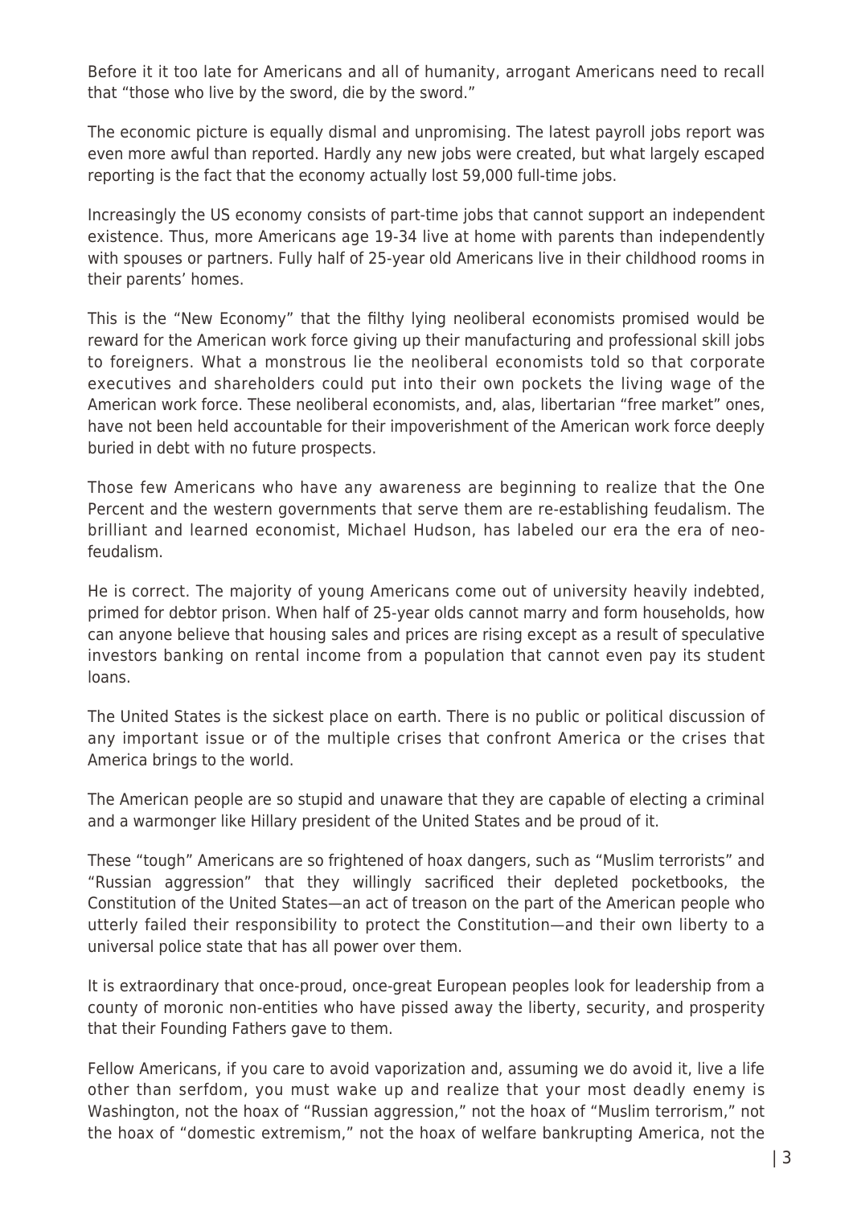Before it it too late for Americans and all of humanity, arrogant Americans need to recall that "those who live by the sword, die by the sword."

The economic picture is equally dismal and unpromising. The latest payroll jobs report was even more awful than reported. Hardly any new jobs were created, but what largely escaped reporting is the fact that the economy actually lost 59,000 full-time jobs.

Increasingly the US economy consists of part-time jobs that cannot support an independent existence. Thus, more Americans age 19-34 live at home with parents than independently with spouses or partners. Fully half of 25-year old Americans live in their childhood rooms in their parents' homes.

This is the "New Economy" that the filthy lying neoliberal economists promised would be reward for the American work force giving up their manufacturing and professional skill jobs to foreigners. What a monstrous lie the neoliberal economists told so that corporate executives and shareholders could put into their own pockets the living wage of the American work force. These neoliberal economists, and, alas, libertarian "free market" ones, have not been held accountable for their impoverishment of the American work force deeply buried in debt with no future prospects.

Those few Americans who have any awareness are beginning to realize that the One Percent and the western governments that serve them are re-establishing feudalism. The brilliant and learned economist, Michael Hudson, has labeled our era the era of neo-feudalism.

He is correct. The majority of young Americans come out of university heavily indebted, primed for debtor prison. When half of 25-year olds cannot marry and form households, how can anyone believe that housing sales and prices are rising except as a result of speculative investors banking on rental income from a population that cannot even pay its student loans.

The United States is the sickest place on earth. There is no public or political discussion of any important issue or of the multiple crises that confront America or the crises that America brings to the world.

The American people are so stupid and unaware that they are capable of electing a criminal and a warmonger like Hillary president of the United States and be proud of it.

These "tough" Americans are so frightened of hoax dangers, such as "Muslim terrorists" and "Russian aggression" that they willingly sacrificed their depleted pocketbooks, the Constitution of the United States—an act of treason on the part of the American people who utterly failed their responsibility to protect the Constitution—and their own liberty to a universal police state that has all power over them.

It is extraordinary that once-proud, once-great European peoples look for leadership from a county of moronic non-entities who have pissed away the liberty, security, and prosperity that their Founding Fathers gave to them.

Fellow Americans, if you care to avoid vaporization and, assuming we do avoid it, live a life other than serfdom, you must wake up and realize that your most deadly enemy is Washington, not the hoax of "Russian aggression," not the hoax of "Muslim terrorism," not the hoax of "domestic extremism," not the hoax of welfare bankrupting America, not the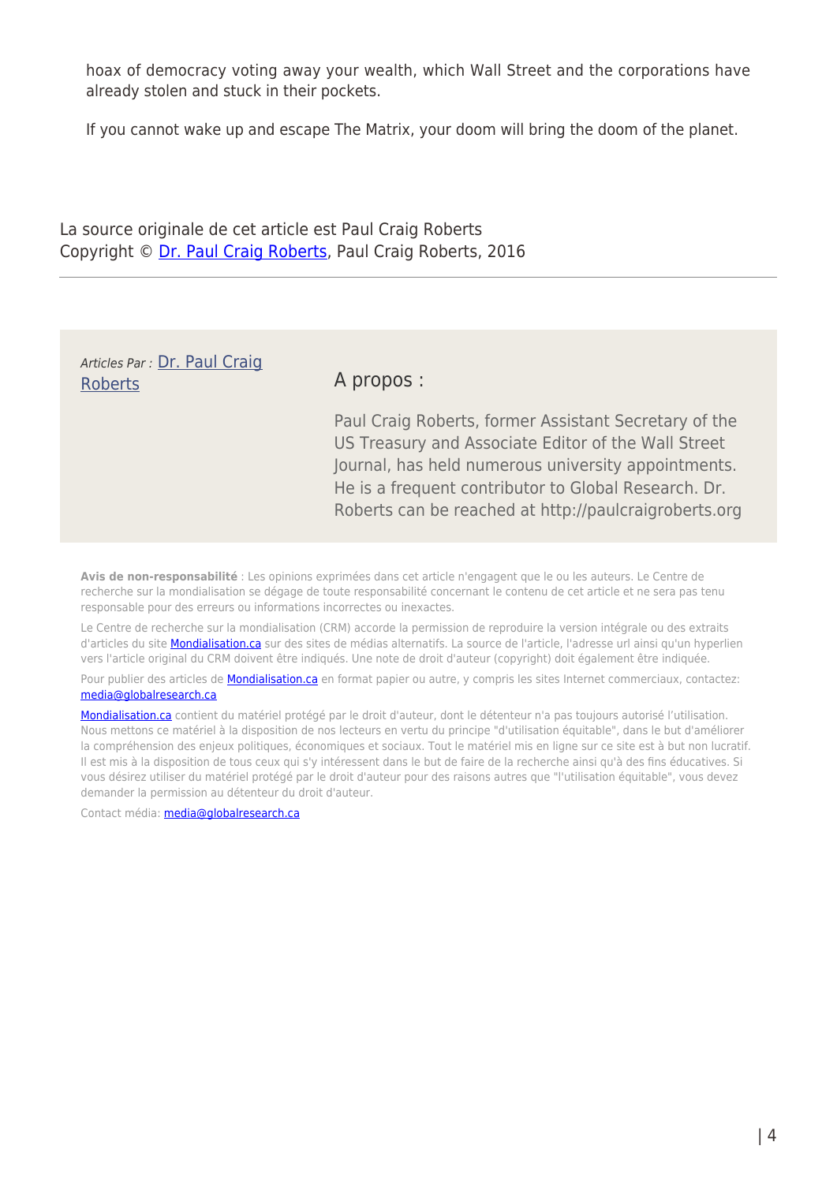hoax of democracy voting away your wealth, which Wall Street and the corporations have already stolen and stuck in their pockets.

If you cannot wake up and escape The Matrix, your doom will bring the doom of the planet.

La source originale de cet article est Paul Craig Roberts
Copyright © [Dr. Paul Craig Roberts](), Paul Craig Roberts, 2016

---

*Articles Par :* [Dr. Paul Craig Roberts]()

A propos :

Paul Craig Roberts, former Assistant Secretary of the US Treasury and Associate Editor of the Wall Street Journal, has held numerous university appointments. He is a frequent contributor to Global Research. Dr. Roberts can be reached at http://paulcraigroberts.org

**Avis de non-responsabilité** : Les opinions exprimées dans cet article n'engagent que le ou les auteurs. Le Centre de recherche sur la mondialisation se dégage de toute responsabilité concernant le contenu de cet article et ne sera pas tenu responsable pour des erreurs ou informations incorrectes ou inexactes.

Le Centre de recherche sur la mondialisation (CRM) accorde la permission de reproduire la version intégrale ou des extraits d'articles du site Mondialisation.ca sur des sites de médias alternatifs. La source de l'article, l'adresse url ainsi qu'un hyperlien vers l'article original du CRM doivent être indiqués. Une note de droit d'auteur (copyright) doit également être indiquée.

Pour publier des articles de Mondialisation.ca en format papier ou autre, y compris les sites Internet commerciaux, contactez: media@globalresearch.ca

Mondialisation.ca contient du matériel protégé par le droit d'auteur, dont le détenteur n'a pas toujours autorisé l'utilisation. Nous mettons ce matériel à la disposition de nos lecteurs en vertu du principe "d'utilisation équitable", dans le but d'améliorer la compréhension des enjeux politiques, économiques et sociaux. Tout le matériel mis en ligne sur ce site est à but non lucratif. Il est mis à la disposition de tous ceux qui s'y intéressent dans le but de faire de la recherche ainsi qu'à des fins éducatives. Si vous désirez utiliser du matériel protégé par le droit d'auteur pour des raisons autres que "l'utilisation équitable", vous devez demander la permission au détenteur du droit d'auteur.

Contact média: media@globalresearch.ca